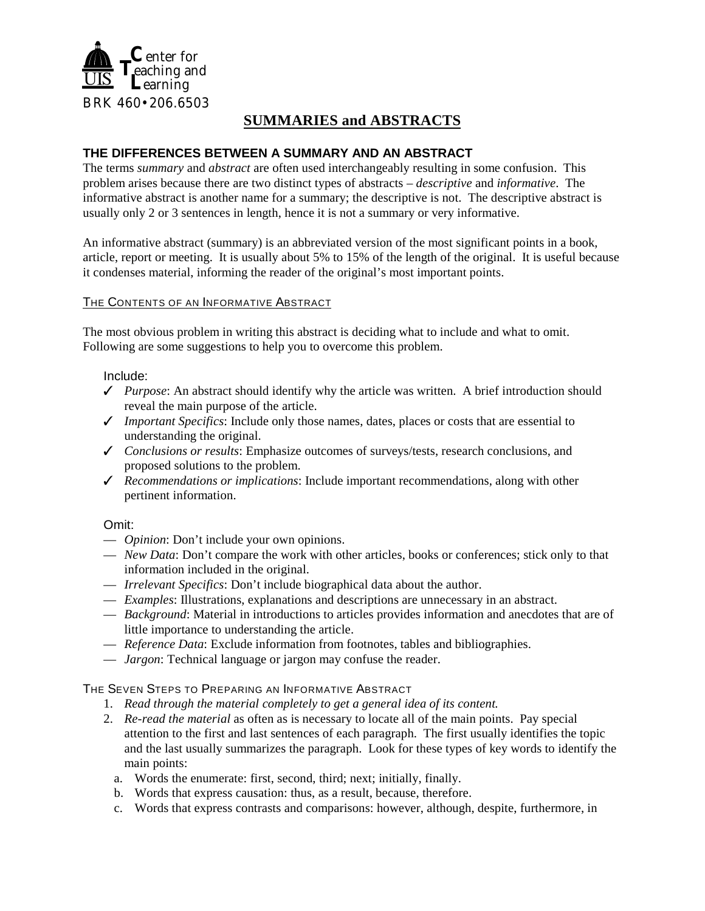Center for
Teaching and
Learning

BRK 460•206.6503

# SUMMARIES and ABSTRACTS

## THE DIFFERENCES BETWEEN A SUMMARY AND AN ABSTRACT

The terms *summary* and *abstract* are often used interchangeably resulting in some confusion. This problem arises because there are two distinct types of abstracts – *descriptive* and *informative*. The informative abstract is another name for a summary; the descriptive is not. The descriptive abstract is usually only 2 or 3 sentences in length, hence it is not a summary or very informative.

An informative abstract (summary) is an abbreviated version of the most significant points in a book, article, report or meeting. It is usually about 5% to 15% of the length of the original. It is useful because it condenses material, informing the reader of the original's most important points.

### THE CONTENTS OF AN INFORMATIVE ABSTRACT

The most obvious problem in writing this abstract is deciding what to include and what to omit. Following are some suggestions to help you to overcome this problem.

Include:

- ✓ *Purpose*: An abstract should identify why the article was written. A brief introduction should reveal the main purpose of the article.
- ✓ *Important Specifics*: Include only those names, dates, places or costs that are essential to understanding the original.
- ✓ *Conclusions or results*: Emphasize outcomes of surveys/tests, research conclusions, and proposed solutions to the problem.
- ✓ *Recommendations or implications*: Include important recommendations, along with other pertinent information.

Omit:

- — *Opinion*: Don't include your own opinions.
- — *New Data*: Don't compare the work with other articles, books or conferences; stick only to that information included in the original.
- — *Irrelevant Specifics*: Don't include biographical data about the author.
- — *Examples*: Illustrations, explanations and descriptions are unnecessary in an abstract.
- — *Background*: Material in introductions to articles provides information and anecdotes that are of little importance to understanding the article.
- — *Reference Data*: Exclude information from footnotes, tables and bibliographies.
- — *Jargon*: Technical language or jargon may confuse the reader.

### THE SEVEN STEPS TO PREPARING AN INFORMATIVE ABSTRACT

1. *Read through the material completely to get a general idea of its content.*
2. *Re-read the material* as often as is necessary to locate all of the main points. Pay special attention to the first and last sentences of each paragraph. The first usually identifies the topic and the last usually summarizes the paragraph. Look for these types of key words to identify the main points:
   a. Words the enumerate: first, second, third; next; initially, finally.
   b. Words that express causation: thus, as a result, because, therefore.
   c. Words that express contrasts and comparisons: however, although, despite, furthermore, in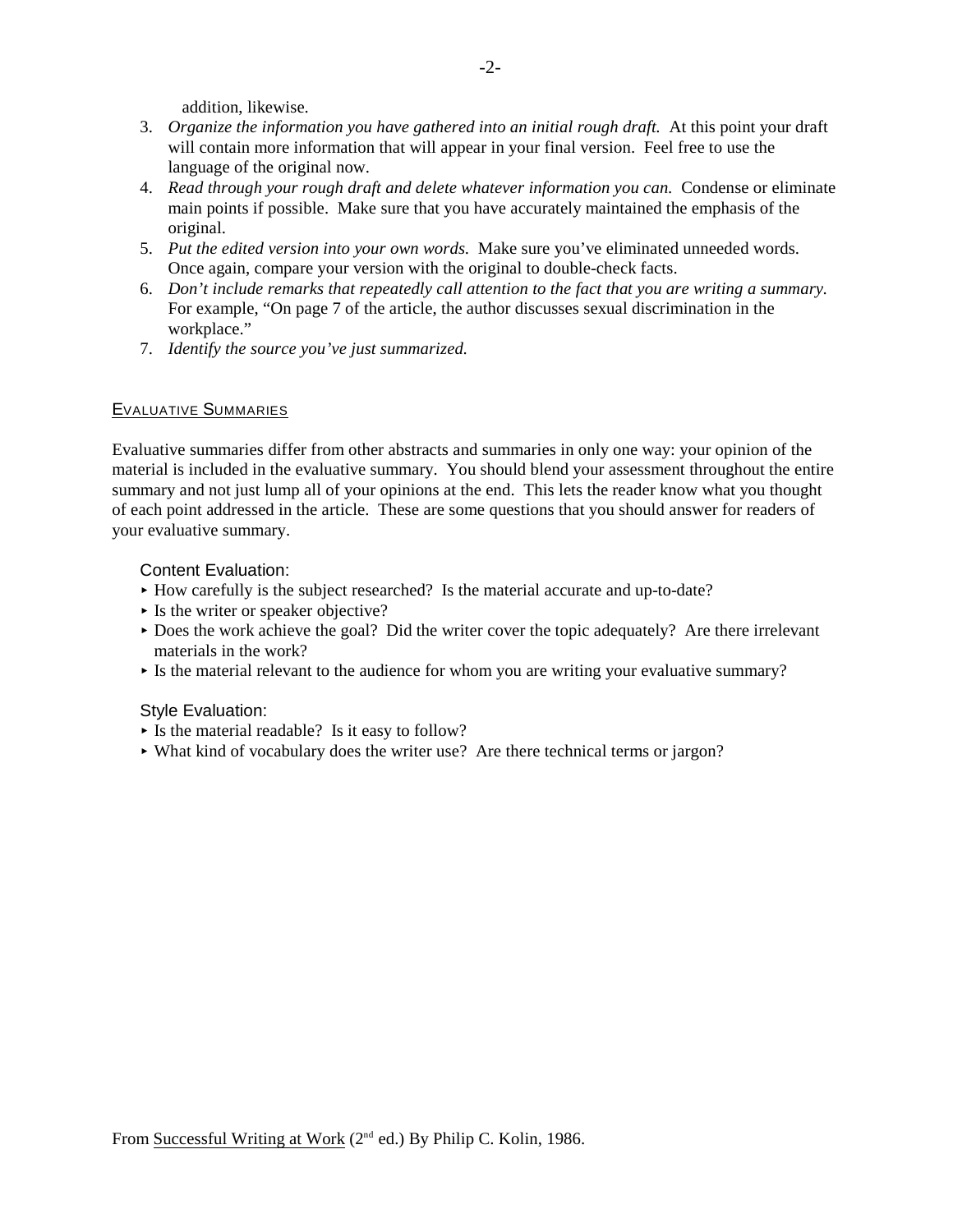addition, likewise.

3. *Organize the information you have gathered into an initial rough draft.* At this point your draft will contain more information that will appear in your final version. Feel free to use the language of the original now.
4. *Read through your rough draft and delete whatever information you can.* Condense or eliminate main points if possible. Make sure that you have accurately maintained the emphasis of the original.
5. *Put the edited version into your own words.* Make sure you've eliminated unneeded words. Once again, compare your version with the original to double-check facts.
6. *Don't include remarks that repeatedly call attention to the fact that you are writing a summary.* For example, "On page 7 of the article, the author discusses sexual discrimination in the workplace."
7. *Identify the source you've just summarized.*

## EVALUATIVE SUMMARIES

Evaluative summaries differ from other abstracts and summaries in only one way: your opinion of the material is included in the evaluative summary. You should blend your assessment throughout the entire summary and not just lump all of your opinions at the end. This lets the reader know what you thought of each point addressed in the article. These are some questions that you should answer for readers of your evaluative summary.

### Content Evaluation:

- How carefully is the subject researched? Is the material accurate and up-to-date?
- Is the writer or speaker objective?
- Does the work achieve the goal? Did the writer cover the topic adequately? Are there irrelevant materials in the work?
- Is the material relevant to the audience for whom you are writing your evaluative summary?

### Style Evaluation:

- Is the material readable? Is it easy to follow?
- What kind of vocabulary does the writer use? Are there technical terms or jargon?

From Successful Writing at Work (2nd ed.) By Philip C. Kolin, 1986.